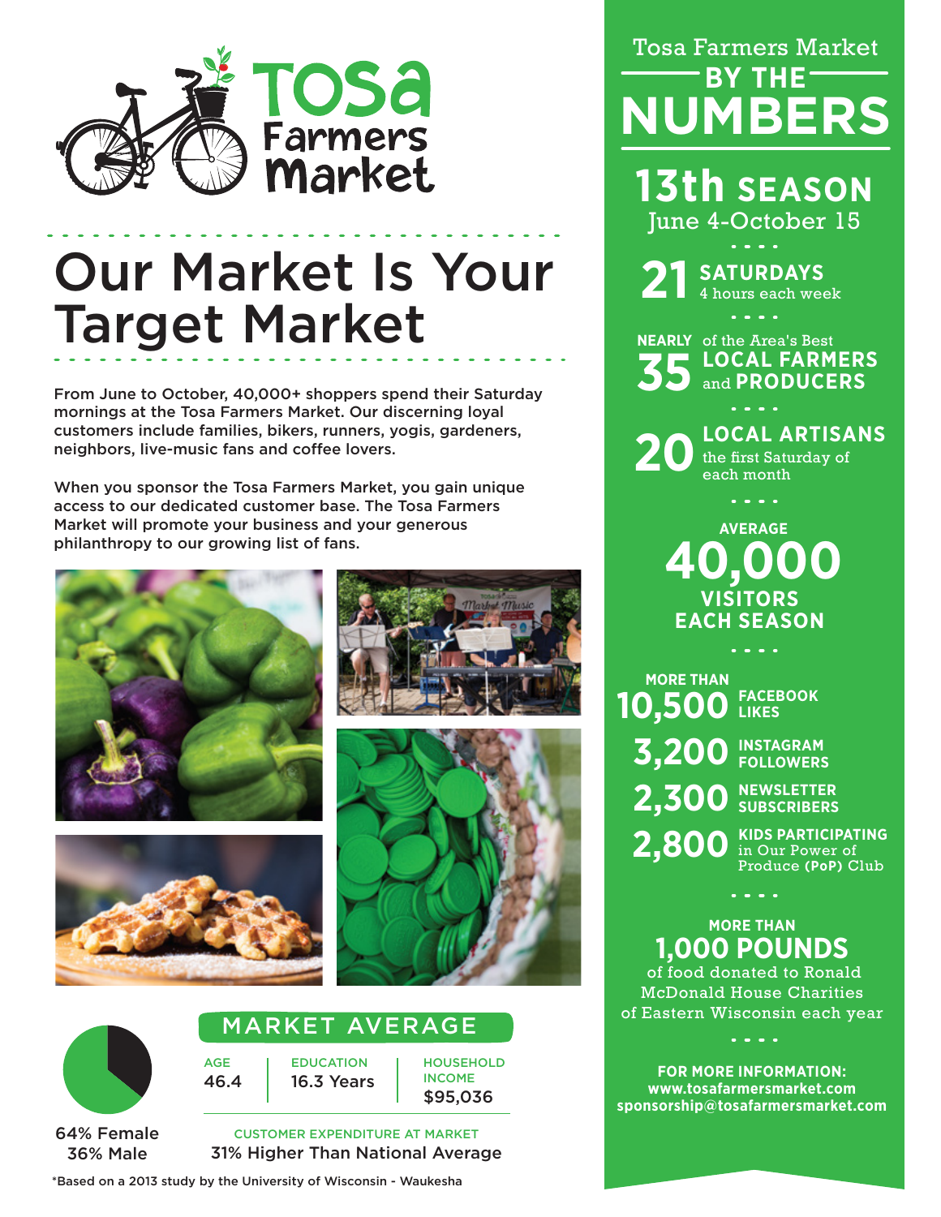# Tosa Farmers Market

## Our Market Is Your Target Market

From June to October, 40,000+ shoppers spend their Saturday mornings at the Tosa Farmers Market. Our discerning loyal customers include families, bikers, runners, yogis, gardeners, neighbors, live-music fans and coffee lovers.

When you sponsor the Tosa Farmers Market, you gain unique access to our dedicated customer base. The Tosa Farmers Market will promote your business and your generous philanthropy to our growing list of fans.

64% Female
36% Male

### MARKET AVERAGE

| AGE | EDUCATION | HOUSEHOLD INCOME |
|---|---|---|
| 46.4 | 16.3 Years | $95,036 |

CUSTOMER EXPENDITURE AT MARKET
31% Higher Than National Average

*Based on a 2013 study by the University of Wisconsin - Waukesha

## Tosa Farmers Market BY THE NUMBERS

**13th SEASON**
June 4-October 15

**21 SATURDAYS**
4 hours each week

**NEARLY 35** of the Area's Best **LOCAL FARMERS** and **PRODUCERS**

**20 LOCAL ARTISANS**
the first Saturday of each month

**AVERAGE 40,000 VISITORS EACH SEASON**

**MORE THAN 10,500 FACEBOOK LIKES**

**3,200 INSTAGRAM FOLLOWERS**

**2,300 NEWSLETTER SUBSCRIBERS**

**2,800 KIDS PARTICIPATING** in Our Power of Produce **(PoP)** Club

**MORE THAN 1,000 POUNDS**
of food donated to Ronald McDonald House Charities of Eastern Wisconsin each year

**FOR MORE INFORMATION:**
**www.tosafarmersmarket.com**
**sponsorship@tosafarmersmarket.com**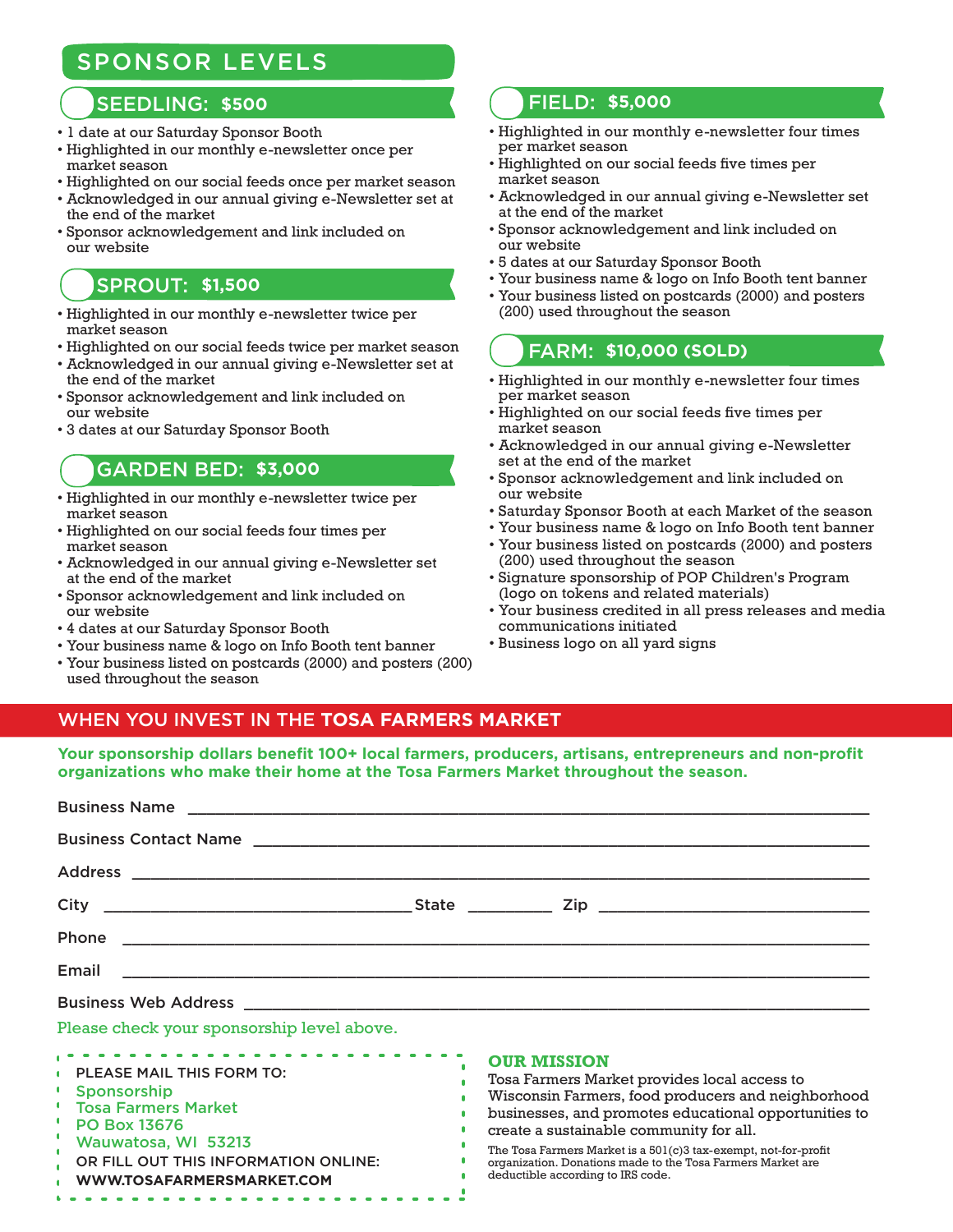# SPONSOR LEVELS

## SEEDLING: $500

- 1 date at our Saturday Sponsor Booth
- Highlighted in our monthly e-newsletter once per market season
- Highlighted on our social feeds once per market season
- Acknowledged in our annual giving e-Newsletter set at the end of the market
- Sponsor acknowledgement and link included on our website

## SPROUT: $1,500

- Highlighted in our monthly e-newsletter twice per market season
- Highlighted on our social feeds twice per market season
- Acknowledged in our annual giving e-Newsletter set at the end of the market
- Sponsor acknowledgement and link included on our website
- 3 dates at our Saturday Sponsor Booth

## GARDEN BED: $3,000

- Highlighted in our monthly e-newsletter twice per market season
- Highlighted on our social feeds four times per market season
- Acknowledged in our annual giving e-Newsletter set at the end of the market
- Sponsor acknowledgement and link included on our website
- 4 dates at our Saturday Sponsor Booth
- Your business name & logo on Info Booth tent banner
- Your business listed on postcards (2000) and posters (200) used throughout the season

## FIELD: $5,000

- Highlighted in our monthly e-newsletter four times per market season
- Highlighted on our social feeds five times per market season
- Acknowledged in our annual giving e-Newsletter set at the end of the market
- Sponsor acknowledgement and link included on our website
- 5 dates at our Saturday Sponsor Booth
- Your business name & logo on Info Booth tent banner
- Your business listed on postcards (2000) and posters (200) used throughout the season

## FARM: $10,000 (SOLD)

- Highlighted in our monthly e-newsletter four times per market season
- Highlighted on our social feeds five times per market season
- Acknowledged in our annual giving e-Newsletter set at the end of the market
- Sponsor acknowledgement and link included on our website
- Saturday Sponsor Booth at each Market of the season
- Your business name & logo on Info Booth tent banner
- Your business listed on postcards (2000) and posters (200) used throughout the season
- Signature sponsorship of POP Children's Program (logo on tokens and related materials)
- Your business credited in all press releases and media communications initiated
- Business logo on all yard signs

## WHEN YOU INVEST IN THE **TOSA FARMERS MARKET**

**Your sponsorship dollars benefit 100+ local farmers, producers, artisans, entrepreneurs and non-profit organizations who make their home at the Tosa Farmers Market throughout the season.**

Business Name ______________________________

Business Contact Name ______________________________

Address ______________________________

City ____________________ State ________ Zip ____________________

Phone ______________________________

Email ______________________________

Business Web Address ______________________________

Please check your sponsorship level above.

PLEASE MAIL THIS FORM TO:
Sponsorship
Tosa Farmers Market
PO Box 13676
Wauwatosa, WI 53213
OR FILL OUT THIS INFORMATION ONLINE:
**WWW.TOSAFARMERSMARKET.COM**

### OUR MISSION

Tosa Farmers Market provides local access to Wisconsin Farmers, food producers and neighborhood businesses, and promotes educational opportunities to create a sustainable community for all.

The Tosa Farmers Market is a 501(c)3 tax-exempt, not-for-profit organization. Donations made to the Tosa Farmers Market are deductible according to IRS code.